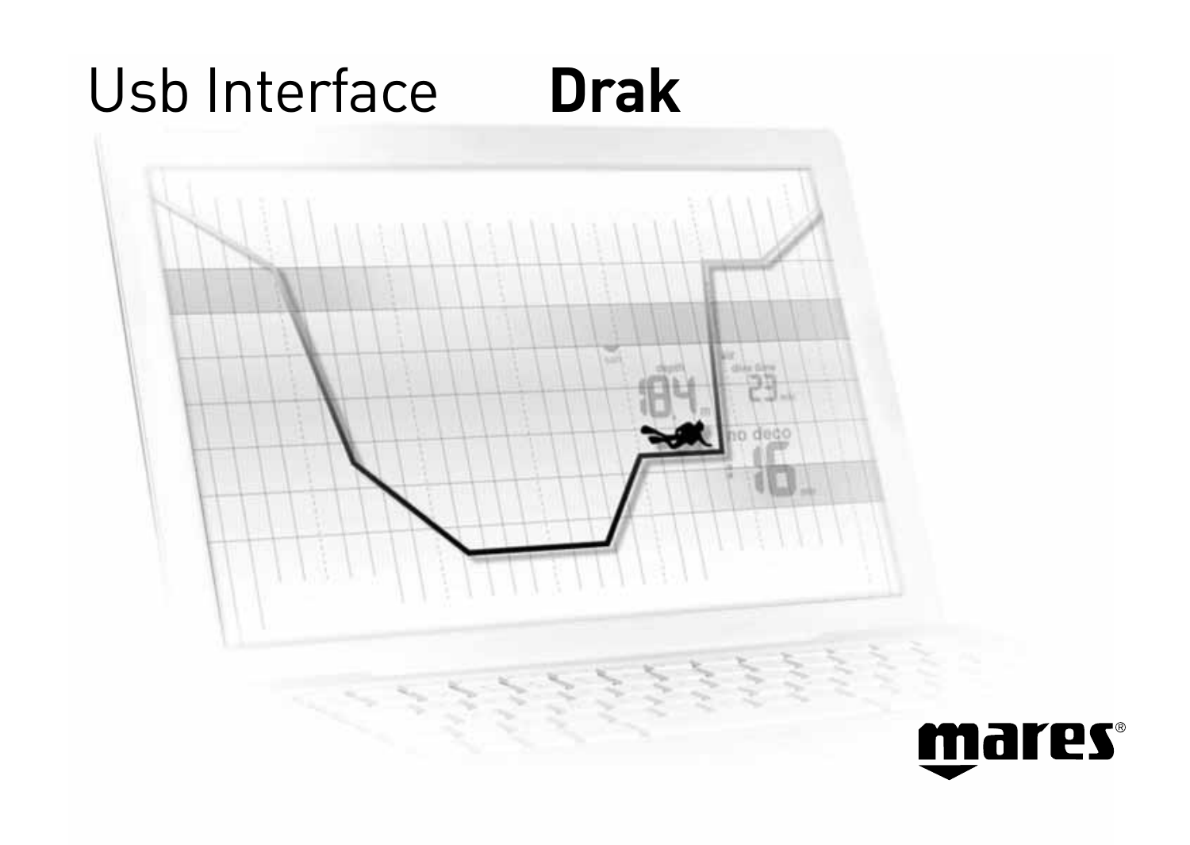# Usb Interface **Drak**

mares®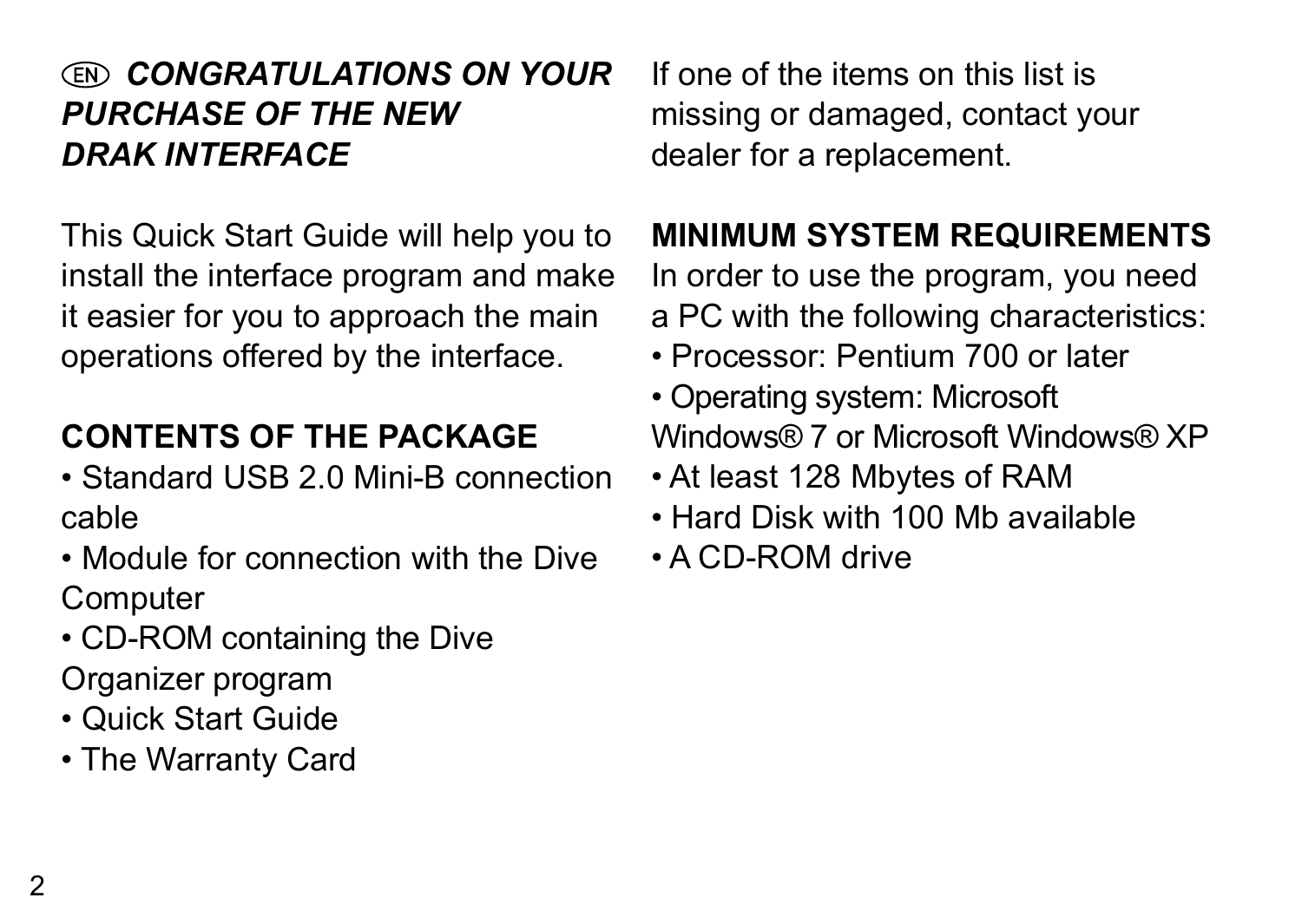## *CONGRATULATIONS ON YOUR PURCHASE OF THE NEW DRAK INTERFACE*

This Quick Start Guide will help you to install the interface program and make it easier for you to approach the main operations offered by the interface.

**CONTENTS OF THE PACKAGE**

- Standard USB 2.0 Mini-B connection cable
- Module for connection with the Dive Computer
- CD-ROM containing the Dive Organizer program
- Quick Start Guide
- The Warranty Card

If one of the items on this list is missing or damaged, contact your dealer for a replacement.

**MINIMUM SYSTEM REQUIREMENTS**

In order to use the program, you need a PC with the following characteristics:

- Processor: Pentium 700 or later
- Operating system: Microsoft Windows® 7 or Microsoft Windows® XP
- At least 128 Mbytes of RAM
- Hard Disk with 100 Mb available
- A CD-ROM drive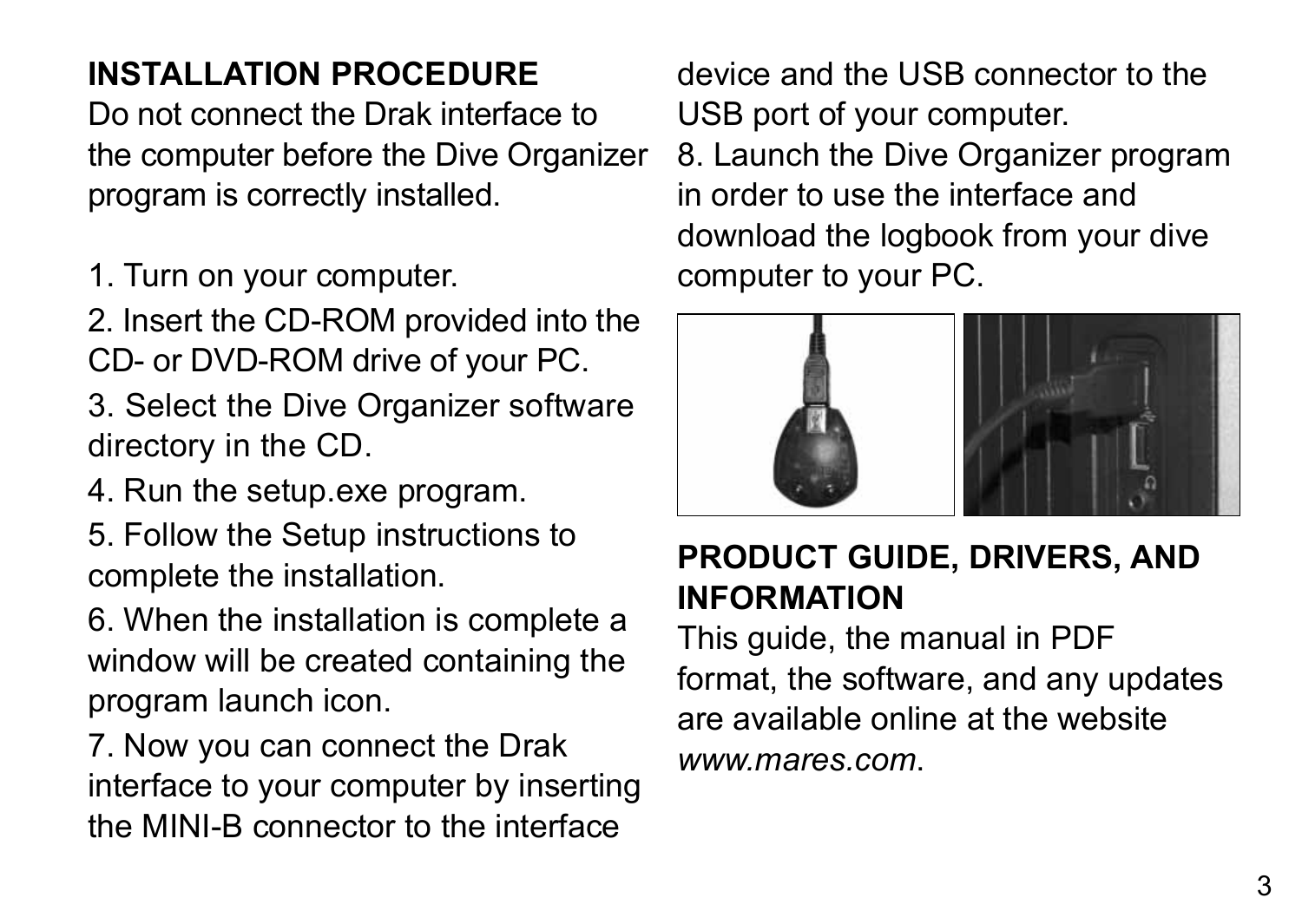## INSTALLATION PROCEDURE

Do not connect the Drak interface to the computer before the Dive Organizer program is correctly installed.

1. Turn on your computer.
2. Insert the CD-ROM provided into the CD- or DVD-ROM drive of your PC.
3. Select the Dive Organizer software directory in the CD.
4. Run the setup.exe program.
5. Follow the Setup instructions to complete the installation.
6. When the installation is complete a window will be created containing the program launch icon.
7. Now you can connect the Drak interface to your computer by inserting the MINI-B connector to the interface device and the USB connector to the USB port of your computer.
8. Launch the Dive Organizer program in order to use the interface and download the logbook from your dive computer to your PC.

## PRODUCT GUIDE, DRIVERS, AND INFORMATION

This guide, the manual in PDF format, the software, and any updates are available online at the website *www.mares.com*.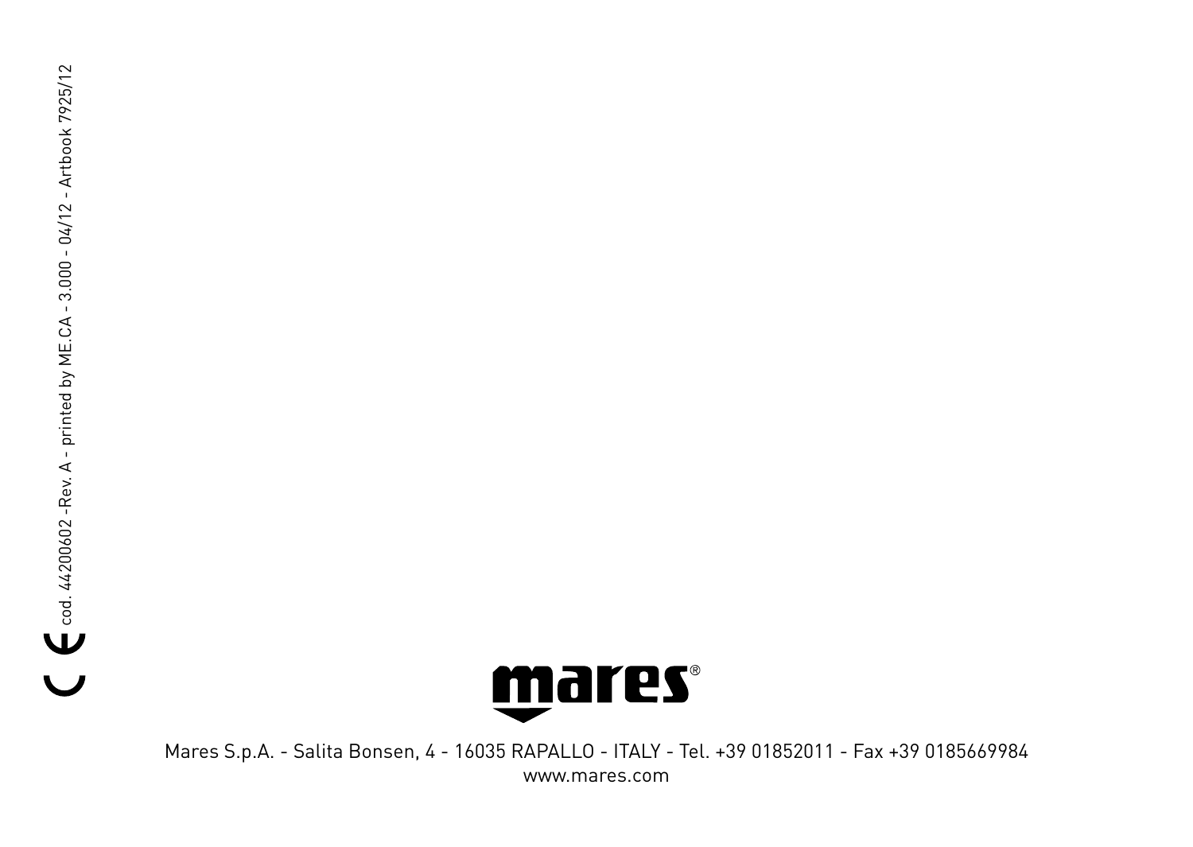CE cod. 44200602 -Rev. A - printed by ME.CA - 3.000 - 04/12 - Artbook 7925/12

mares®

Mares S.p.A. - Salita Bonsen, 4 - 16035 RAPALLO - ITALY - Tel. +39 01852011 - Fax +39 0185669984
www.mares.com